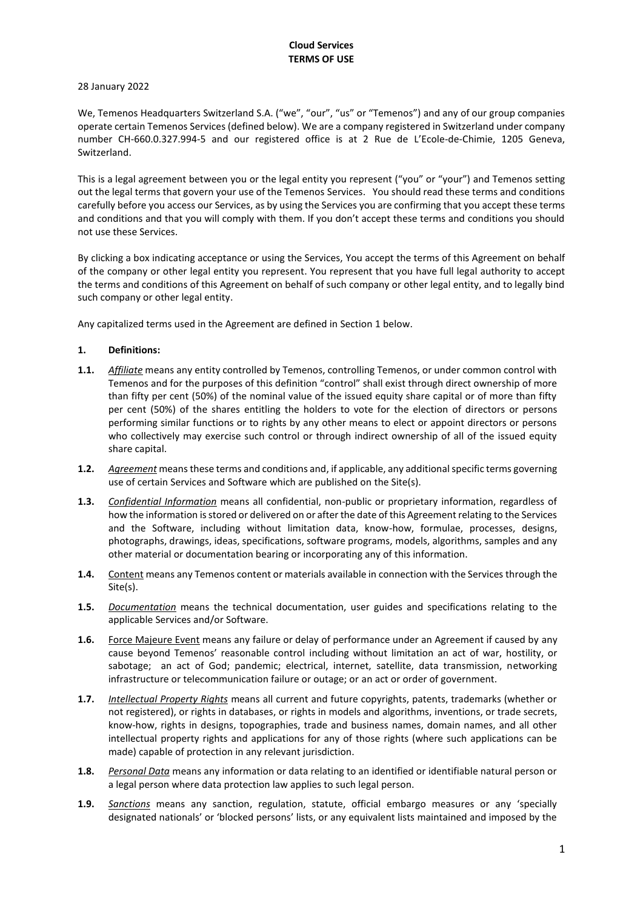**Cloud Services**
**TERMS OF USE**

28 January 2022

We, Temenos Headquarters Switzerland S.A. ("we", "our", "us" or "Temenos") and any of our group companies operate certain Temenos Services (defined below). We are a company registered in Switzerland under company number CH-660.0.327.994-5 and our registered office is at 2 Rue de L'Ecole-de-Chimie, 1205 Geneva, Switzerland.

This is a legal agreement between you or the legal entity you represent ("you" or "your") and Temenos setting out the legal terms that govern your use of the Temenos Services. You should read these terms and conditions carefully before you access our Services, as by using the Services you are confirming that you accept these terms and conditions and that you will comply with them. If you don't accept these terms and conditions you should not use these Services.

By clicking a box indicating acceptance or using the Services, You accept the terms of this Agreement on behalf of the company or other legal entity you represent. You represent that you have full legal authority to accept the terms and conditions of this Agreement on behalf of such company or other legal entity, and to legally bind such company or other legal entity.

Any capitalized terms used in the Agreement are defined in Section 1 below.

**1. Definitions:**

**1.1.** *Affiliate* means any entity controlled by Temenos, controlling Temenos, or under common control with Temenos and for the purposes of this definition "control" shall exist through direct ownership of more than fifty per cent (50%) of the nominal value of the issued equity share capital or of more than fifty per cent (50%) of the shares entitling the holders to vote for the election of directors or persons performing similar functions or to rights by any other means to elect or appoint directors or persons who collectively may exercise such control or through indirect ownership of all of the issued equity share capital.

**1.2.** *Agreement* means these terms and conditions and, if applicable, any additional specific terms governing use of certain Services and Software which are published on the Site(s).

**1.3.** *Confidential Information* means all confidential, non-public or proprietary information, regardless of how the information is stored or delivered on or after the date of this Agreement relating to the Services and the Software, including without limitation data, know-how, formulae, processes, designs, photographs, drawings, ideas, specifications, software programs, models, algorithms, samples and any other material or documentation bearing or incorporating any of this information.

**1.4.** Content means any Temenos content or materials available in connection with the Services through the Site(s).

**1.5.** *Documentation* means the technical documentation, user guides and specifications relating to the applicable Services and/or Software.

**1.6.** Force Majeure Event means any failure or delay of performance under an Agreement if caused by any cause beyond Temenos' reasonable control including without limitation an act of war, hostility, or sabotage; an act of God; pandemic; electrical, internet, satellite, data transmission, networking infrastructure or telecommunication failure or outage; or an act or order of government.

**1.7.** *Intellectual Property Rights* means all current and future copyrights, patents, trademarks (whether or not registered), or rights in databases, or rights in models and algorithms, inventions, or trade secrets, know-how, rights in designs, topographies, trade and business names, domain names, and all other intellectual property rights and applications for any of those rights (where such applications can be made) capable of protection in any relevant jurisdiction.

**1.8.** *Personal Data* means any information or data relating to an identified or identifiable natural person or a legal person where data protection law applies to such legal person.

**1.9.** *Sanctions* means any sanction, regulation, statute, official embargo measures or any 'specially designated nationals' or 'blocked persons' lists, or any equivalent lists maintained and imposed by the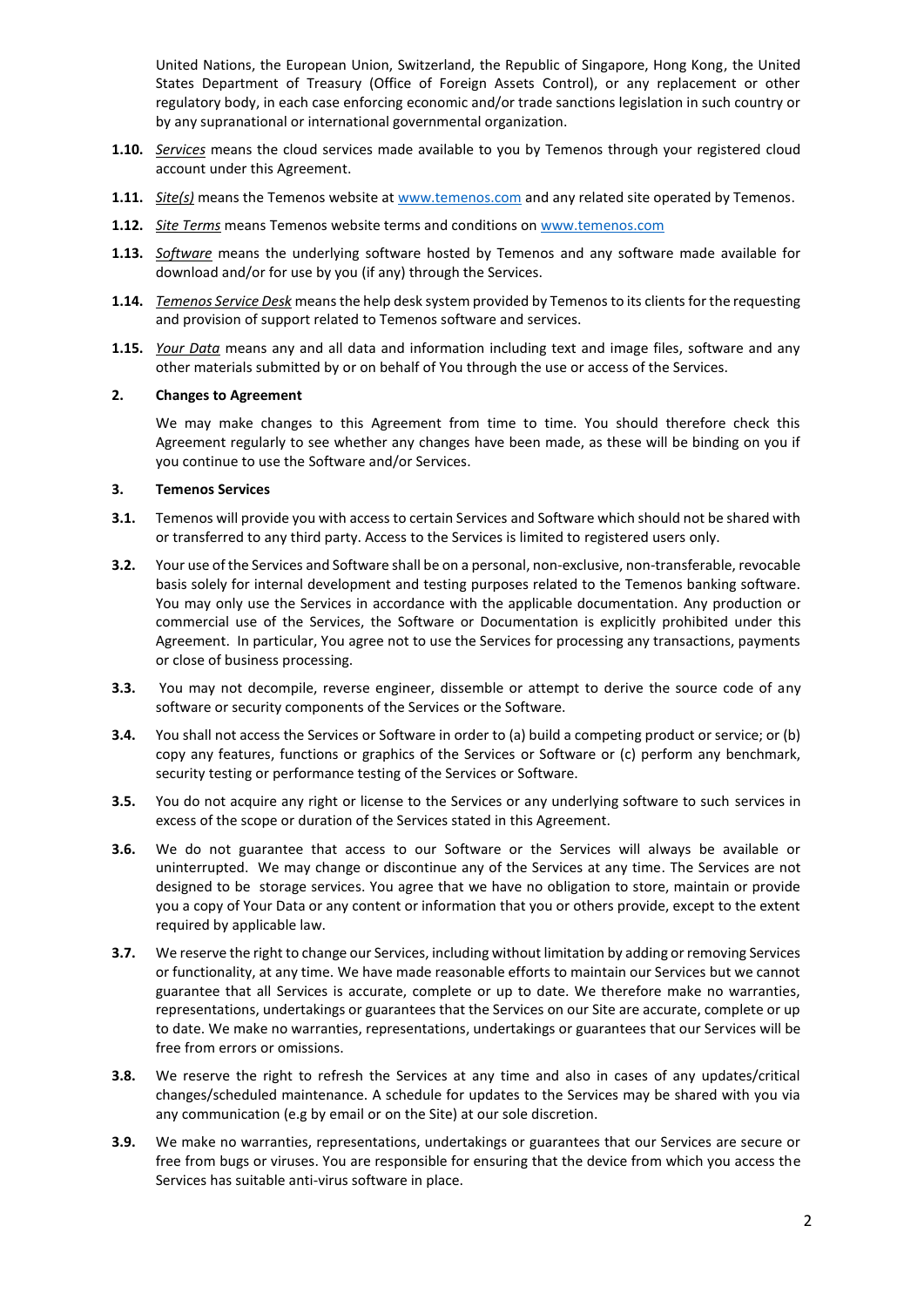United Nations, the European Union, Switzerland, the Republic of Singapore, Hong Kong, the United States Department of Treasury (Office of Foreign Assets Control), or any replacement or other regulatory body, in each case enforcing economic and/or trade sanctions legislation in such country or by any supranational or international governmental organization.

**1.10.** *Services* means the cloud services made available to you by Temenos through your registered cloud account under this Agreement.

**1.11.** *Site(s)* means the Temenos website at www.temenos.com and any related site operated by Temenos.

**1.12.** *Site Terms* means Temenos website terms and conditions on www.temenos.com

**1.13.** *Software* means the underlying software hosted by Temenos and any software made available for download and/or for use by you (if any) through the Services.

**1.14.** *Temenos Service Desk* means the help desk system provided by Temenos to its clients for the requesting and provision of support related to Temenos software and services.

**1.15.** *Your Data* means any and all data and information including text and image files, software and any other materials submitted by or on behalf of You through the use or access of the Services.

## 2. Changes to Agreement

We may make changes to this Agreement from time to time. You should therefore check this Agreement regularly to see whether any changes have been made, as these will be binding on you if you continue to use the Software and/or Services.

## 3. Temenos Services

**3.1.** Temenos will provide you with access to certain Services and Software which should not be shared with or transferred to any third party. Access to the Services is limited to registered users only.

**3.2.** Your use of the Services and Software shall be on a personal, non-exclusive, non-transferable, revocable basis solely for internal development and testing purposes related to the Temenos banking software. You may only use the Services in accordance with the applicable documentation. Any production or commercial use of the Services, the Software or Documentation is explicitly prohibited under this Agreement. In particular, You agree not to use the Services for processing any transactions, payments or close of business processing.

**3.3.** You may not decompile, reverse engineer, dissemble or attempt to derive the source code of any software or security components of the Services or the Software.

**3.4.** You shall not access the Services or Software in order to (a) build a competing product or service; or (b) copy any features, functions or graphics of the Services or Software or (c) perform any benchmark, security testing or performance testing of the Services or Software.

**3.5.** You do not acquire any right or license to the Services or any underlying software to such services in excess of the scope or duration of the Services stated in this Agreement.

**3.6.** We do not guarantee that access to our Software or the Services will always be available or uninterrupted. We may change or discontinue any of the Services at any time. The Services are not designed to be storage services. You agree that we have no obligation to store, maintain or provide you a copy of Your Data or any content or information that you or others provide, except to the extent required by applicable law.

**3.7.** We reserve the right to change our Services, including without limitation by adding or removing Services or functionality, at any time. We have made reasonable efforts to maintain our Services but we cannot guarantee that all Services is accurate, complete or up to date. We therefore make no warranties, representations, undertakings or guarantees that the Services on our Site are accurate, complete or up to date. We make no warranties, representations, undertakings or guarantees that our Services will be free from errors or omissions.

**3.8.** We reserve the right to refresh the Services at any time and also in cases of any updates/critical changes/scheduled maintenance. A schedule for updates to the Services may be shared with you via any communication (e.g by email or on the Site) at our sole discretion.

**3.9.** We make no warranties, representations, undertakings or guarantees that our Services are secure or free from bugs or viruses. You are responsible for ensuring that the device from which you access the Services has suitable anti-virus software in place.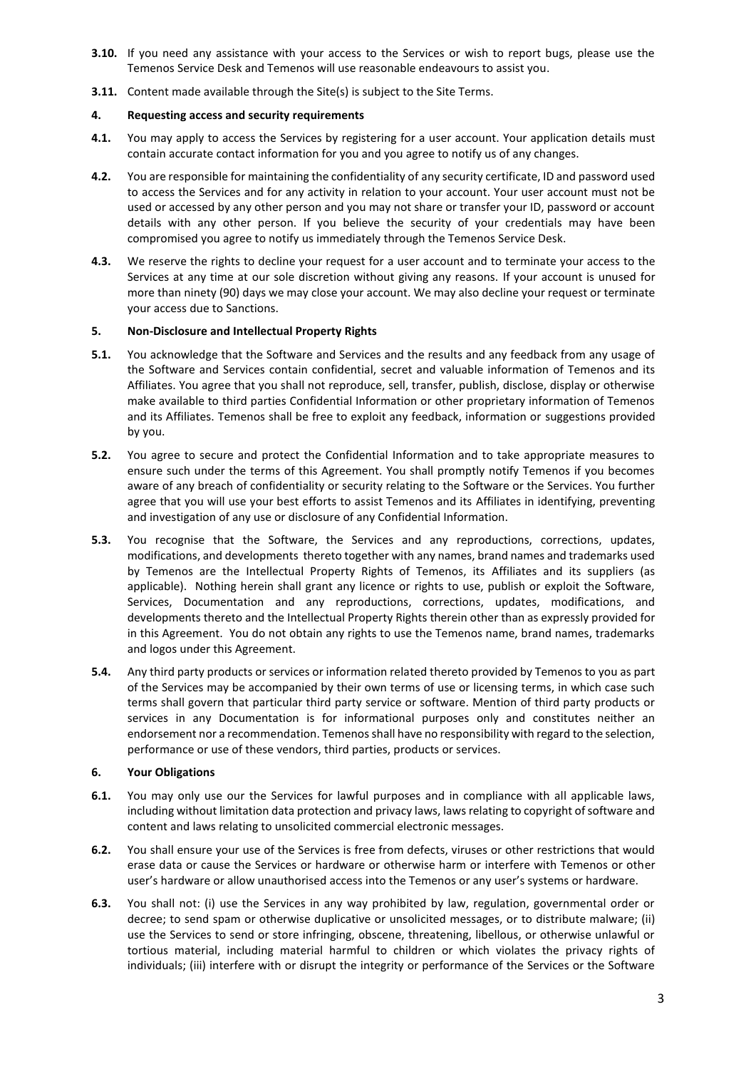**3.10.** If you need any assistance with your access to the Services or wish to report bugs, please use the Temenos Service Desk and Temenos will use reasonable endeavours to assist you.

**3.11.** Content made available through the Site(s) is subject to the Site Terms.

**4. Requesting access and security requirements**

**4.1.** You may apply to access the Services by registering for a user account. Your application details must contain accurate contact information for you and you agree to notify us of any changes.

**4.2.** You are responsible for maintaining the confidentiality of any security certificate, ID and password used to access the Services and for any activity in relation to your account. Your user account must not be used or accessed by any other person and you may not share or transfer your ID, password or account details with any other person. If you believe the security of your credentials may have been compromised you agree to notify us immediately through the Temenos Service Desk.

**4.3.** We reserve the rights to decline your request for a user account and to terminate your access to the Services at any time at our sole discretion without giving any reasons. If your account is unused for more than ninety (90) days we may close your account. We may also decline your request or terminate your access due to Sanctions.

**5. Non-Disclosure and Intellectual Property Rights**

**5.1.** You acknowledge that the Software and Services and the results and any feedback from any usage of the Software and Services contain confidential, secret and valuable information of Temenos and its Affiliates. You agree that you shall not reproduce, sell, transfer, publish, disclose, display or otherwise make available to third parties Confidential Information or other proprietary information of Temenos and its Affiliates. Temenos shall be free to exploit any feedback, information or suggestions provided by you.

**5.2.** You agree to secure and protect the Confidential Information and to take appropriate measures to ensure such under the terms of this Agreement. You shall promptly notify Temenos if you becomes aware of any breach of confidentiality or security relating to the Software or the Services. You further agree that you will use your best efforts to assist Temenos and its Affiliates in identifying, preventing and investigation of any use or disclosure of any Confidential Information.

**5.3.** You recognise that the Software, the Services and any reproductions, corrections, updates, modifications, and developments thereto together with any names, brand names and trademarks used by Temenos are the Intellectual Property Rights of Temenos, its Affiliates and its suppliers (as applicable). Nothing herein shall grant any licence or rights to use, publish or exploit the Software, Services, Documentation and any reproductions, corrections, updates, modifications, and developments thereto and the Intellectual Property Rights therein other than as expressly provided for in this Agreement. You do not obtain any rights to use the Temenos name, brand names, trademarks and logos under this Agreement.

**5.4.** Any third party products or services or information related thereto provided by Temenos to you as part of the Services may be accompanied by their own terms of use or licensing terms, in which case such terms shall govern that particular third party service or software. Mention of third party products or services in any Documentation is for informational purposes only and constitutes neither an endorsement nor a recommendation. Temenos shall have no responsibility with regard to the selection, performance or use of these vendors, third parties, products or services.

**6. Your Obligations**

**6.1.** You may only use our the Services for lawful purposes and in compliance with all applicable laws, including without limitation data protection and privacy laws, laws relating to copyright of software and content and laws relating to unsolicited commercial electronic messages.

**6.2.** You shall ensure your use of the Services is free from defects, viruses or other restrictions that would erase data or cause the Services or hardware or otherwise harm or interfere with Temenos or other user's hardware or allow unauthorised access into the Temenos or any user's systems or hardware.

**6.3.** You shall not: (i) use the Services in any way prohibited by law, regulation, governmental order or decree; to send spam or otherwise duplicative or unsolicited messages, or to distribute malware; (ii) use the Services to send or store infringing, obscene, threatening, libellous, or otherwise unlawful or tortious material, including material harmful to children or which violates the privacy rights of individuals; (iii) interfere with or disrupt the integrity or performance of the Services or the Software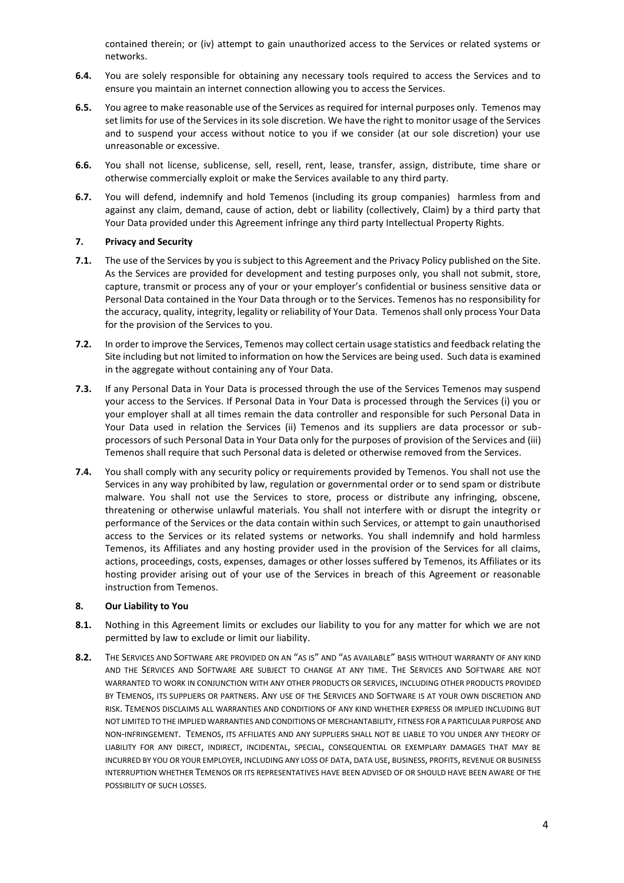contained therein; or (iv) attempt to gain unauthorized access to the Services or related systems or networks.

**6.4.** You are solely responsible for obtaining any necessary tools required to access the Services and to ensure you maintain an internet connection allowing you to access the Services.

**6.5.** You agree to make reasonable use of the Services as required for internal purposes only. Temenos may set limits for use of the Services in its sole discretion. We have the right to monitor usage of the Services and to suspend your access without notice to you if we consider (at our sole discretion) your use unreasonable or excessive.

**6.6.** You shall not license, sublicense, sell, resell, rent, lease, transfer, assign, distribute, time share or otherwise commercially exploit or make the Services available to any third party.

**6.7.** You will defend, indemnify and hold Temenos (including its group companies) harmless from and against any claim, demand, cause of action, debt or liability (collectively, Claim) by a third party that Your Data provided under this Agreement infringe any third party Intellectual Property Rights.

**7. Privacy and Security**

**7.1.** The use of the Services by you is subject to this Agreement and the Privacy Policy published on the Site. As the Services are provided for development and testing purposes only, you shall not submit, store, capture, transmit or process any of your or your employer's confidential or business sensitive data or Personal Data contained in the Your Data through or to the Services. Temenos has no responsibility for the accuracy, quality, integrity, legality or reliability of Your Data. Temenos shall only process Your Data for the provision of the Services to you.

**7.2.** In order to improve the Services, Temenos may collect certain usage statistics and feedback relating the Site including but not limited to information on how the Services are being used. Such data is examined in the aggregate without containing any of Your Data.

**7.3.** If any Personal Data in Your Data is processed through the use of the Services Temenos may suspend your access to the Services. If Personal Data in Your Data is processed through the Services (i) you or your employer shall at all times remain the data controller and responsible for such Personal Data in Your Data used in relation the Services (ii) Temenos and its suppliers are data processor or sub-processors of such Personal Data in Your Data only for the purposes of provision of the Services and (iii) Temenos shall require that such Personal data is deleted or otherwise removed from the Services.

**7.4.** You shall comply with any security policy or requirements provided by Temenos. You shall not use the Services in any way prohibited by law, regulation or governmental order or to send spam or distribute malware. You shall not use the Services to store, process or distribute any infringing, obscene, threatening or otherwise unlawful materials. You shall not interfere with or disrupt the integrity or performance of the Services or the data contain within such Services, or attempt to gain unauthorised access to the Services or its related systems or networks. You shall indemnify and hold harmless Temenos, its Affiliates and any hosting provider used in the provision of the Services for all claims, actions, proceedings, costs, expenses, damages or other losses suffered by Temenos, its Affiliates or its hosting provider arising out of your use of the Services in breach of this Agreement or reasonable instruction from Temenos.

**8. Our Liability to You**

**8.1.** Nothing in this Agreement limits or excludes our liability to you for any matter for which we are not permitted by law to exclude or limit our liability.

**8.2.** THE SERVICES AND SOFTWARE ARE PROVIDED ON AN "AS IS" AND "AS AVAILABLE" BASIS WITHOUT WARRANTY OF ANY KIND AND THE SERVICES AND SOFTWARE ARE SUBJECT TO CHANGE AT ANY TIME. THE SERVICES AND SOFTWARE ARE NOT WARRANTED TO WORK IN CONJUNCTION WITH ANY OTHER PRODUCTS OR SERVICES, INCLUDING OTHER PRODUCTS PROVIDED BY TEMENOS, ITS SUPPLIERS OR PARTNERS. ANY USE OF THE SERVICES AND SOFTWARE IS AT YOUR OWN DISCRETION AND RISK. TEMENOS DISCLAIMS ALL WARRANTIES AND CONDITIONS OF ANY KIND WHETHER EXPRESS OR IMPLIED INCLUDING BUT NOT LIMITED TO THE IMPLIED WARRANTIES AND CONDITIONS OF MERCHANTABILITY, FITNESS FOR A PARTICULAR PURPOSE AND NON-INFRINGEMENT. TEMENOS, ITS AFFILIATES AND ANY SUPPLIERS SHALL NOT BE LIABLE TO YOU UNDER ANY THEORY OF LIABILITY FOR ANY DIRECT, INDIRECT, INCIDENTAL, SPECIAL, CONSEQUENTIAL OR EXEMPLARY DAMAGES THAT MAY BE INCURRED BY YOU OR YOUR EMPLOYER, INCLUDING ANY LOSS OF DATA, DATA USE, BUSINESS, PROFITS, REVENUE OR BUSINESS INTERRUPTION WHETHER TEMENOS OR ITS REPRESENTATIVES HAVE BEEN ADVISED OF OR SHOULD HAVE BEEN AWARE OF THE POSSIBILITY OF SUCH LOSSES.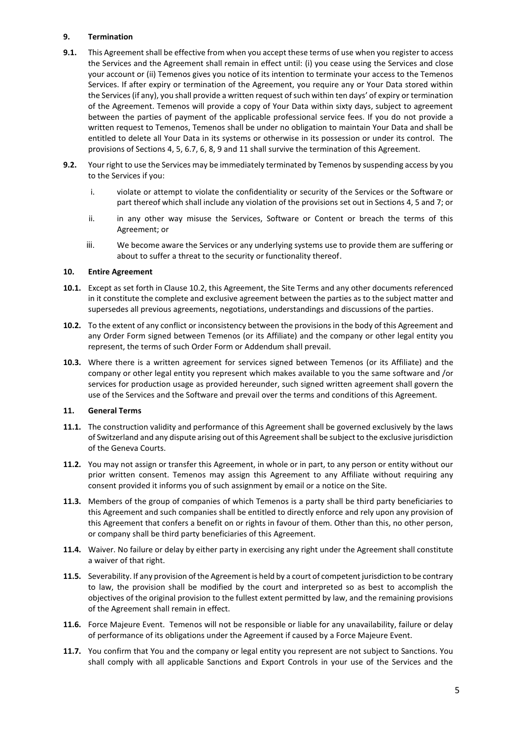## 9. Termination

**9.1.** This Agreement shall be effective from when you accept these terms of use when you register to access the Services and the Agreement shall remain in effect until: (i) you cease using the Services and close your account or (ii) Temenos gives you notice of its intention to terminate your access to the Temenos Services. If after expiry or termination of the Agreement, you require any or Your Data stored within the Services (if any), you shall provide a written request of such within ten days' of expiry or termination of the Agreement. Temenos will provide a copy of Your Data within sixty days, subject to agreement between the parties of payment of the applicable professional service fees. If you do not provide a written request to Temenos, Temenos shall be under no obligation to maintain Your Data and shall be entitled to delete all Your Data in its systems or otherwise in its possession or under its control. The provisions of Sections 4, 5, 6.7, 6, 8, 9 and 11 shall survive the termination of this Agreement.

**9.2.** Your right to use the Services may be immediately terminated by Temenos by suspending access by you to the Services if you:

i. violate or attempt to violate the confidentiality or security of the Services or the Software or part thereof which shall include any violation of the provisions set out in Sections 4, 5 and 7; or

ii. in any other way misuse the Services, Software or Content or breach the terms of this Agreement; or

iii. We become aware the Services or any underlying systems use to provide them are suffering or about to suffer a threat to the security or functionality thereof.

## 10. Entire Agreement

**10.1.** Except as set forth in Clause 10.2, this Agreement, the Site Terms and any other documents referenced in it constitute the complete and exclusive agreement between the parties as to the subject matter and supersedes all previous agreements, negotiations, understandings and discussions of the parties.

**10.2.** To the extent of any conflict or inconsistency between the provisions in the body of this Agreement and any Order Form signed between Temenos (or its Affiliate) and the company or other legal entity you represent, the terms of such Order Form or Addendum shall prevail.

**10.3.** Where there is a written agreement for services signed between Temenos (or its Affiliate) and the company or other legal entity you represent which makes available to you the same software and /or services for production usage as provided hereunder, such signed written agreement shall govern the use of the Services and the Software and prevail over the terms and conditions of this Agreement.

## 11. General Terms

**11.1.** The construction validity and performance of this Agreement shall be governed exclusively by the laws of Switzerland and any dispute arising out of this Agreement shall be subject to the exclusive jurisdiction of the Geneva Courts.

**11.2.** You may not assign or transfer this Agreement, in whole or in part, to any person or entity without our prior written consent. Temenos may assign this Agreement to any Affiliate without requiring any consent provided it informs you of such assignment by email or a notice on the Site.

**11.3.** Members of the group of companies of which Temenos is a party shall be third party beneficiaries to this Agreement and such companies shall be entitled to directly enforce and rely upon any provision of this Agreement that confers a benefit on or rights in favour of them. Other than this, no other person, or company shall be third party beneficiaries of this Agreement.

**11.4.** Waiver. No failure or delay by either party in exercising any right under the Agreement shall constitute a waiver of that right.

**11.5.** Severability. If any provision of the Agreement is held by a court of competent jurisdiction to be contrary to law, the provision shall be modified by the court and interpreted so as best to accomplish the objectives of the original provision to the fullest extent permitted by law, and the remaining provisions of the Agreement shall remain in effect.

**11.6.** Force Majeure Event. Temenos will not be responsible or liable for any unavailability, failure or delay of performance of its obligations under the Agreement if caused by a Force Majeure Event.

**11.7.** You confirm that You and the company or legal entity you represent are not subject to Sanctions. You shall comply with all applicable Sanctions and Export Controls in your use of the Services and the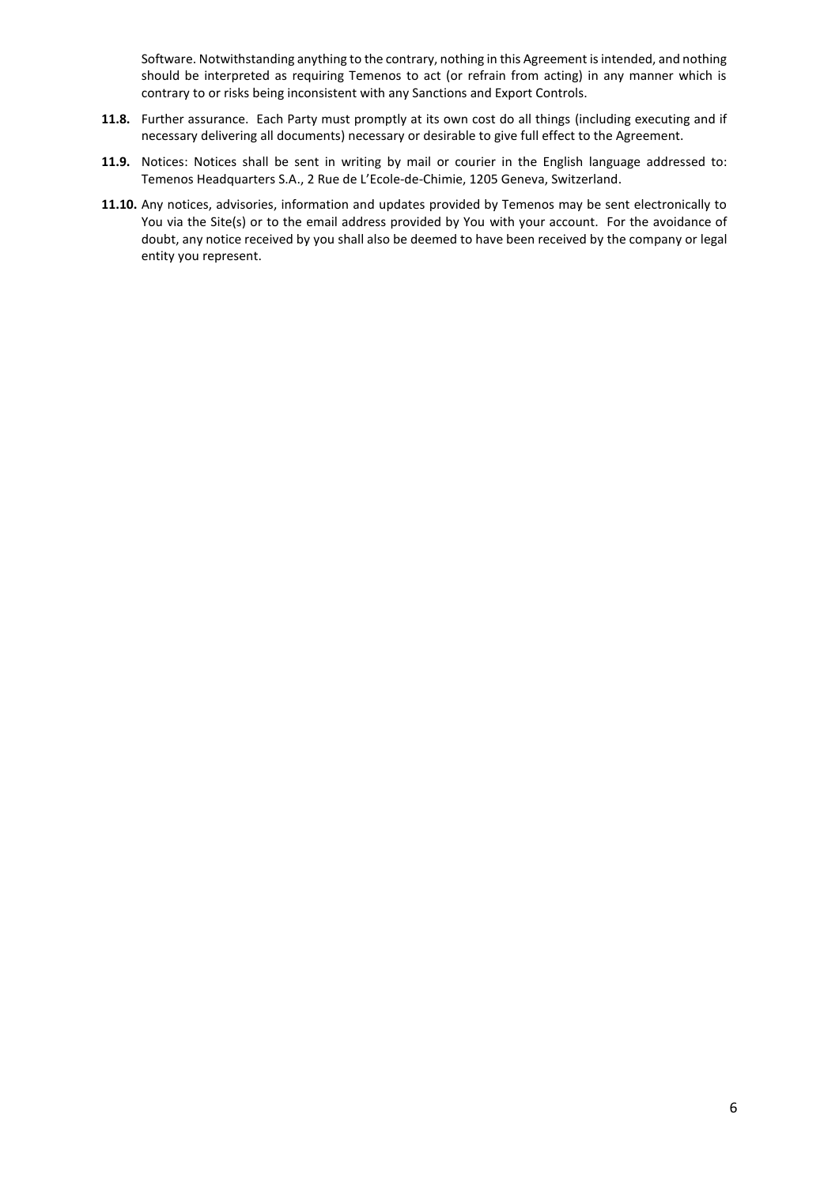Software. Notwithstanding anything to the contrary, nothing in this Agreement is intended, and nothing should be interpreted as requiring Temenos to act (or refrain from acting) in any manner which is contrary to or risks being inconsistent with any Sanctions and Export Controls.

**11.8.** Further assurance. Each Party must promptly at its own cost do all things (including executing and if necessary delivering all documents) necessary or desirable to give full effect to the Agreement.

**11.9.** Notices: Notices shall be sent in writing by mail or courier in the English language addressed to: Temenos Headquarters S.A., 2 Rue de L'Ecole-de-Chimie, 1205 Geneva, Switzerland.

**11.10.** Any notices, advisories, information and updates provided by Temenos may be sent electronically to You via the Site(s) or to the email address provided by You with your account. For the avoidance of doubt, any notice received by you shall also be deemed to have been received by the company or legal entity you represent.